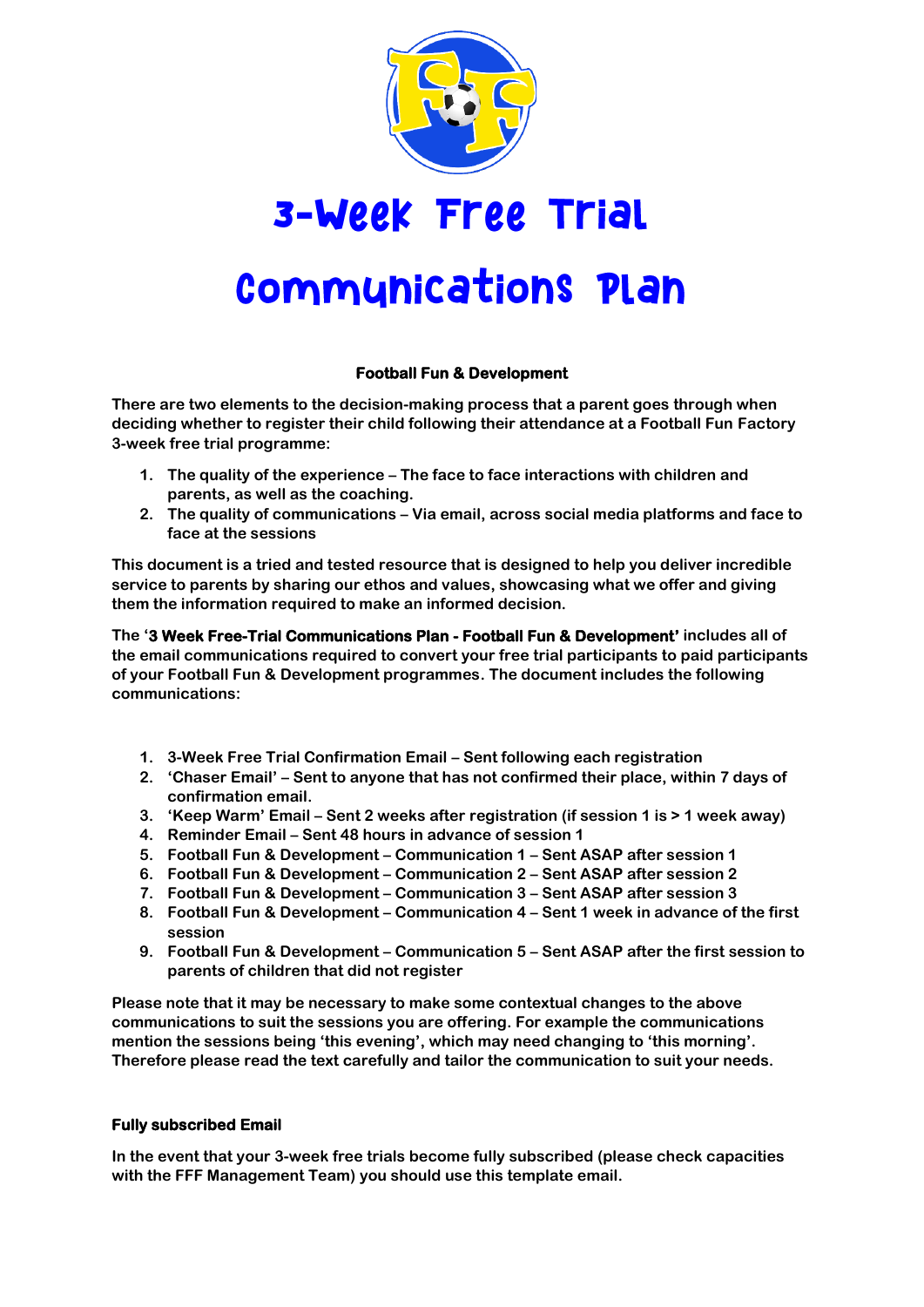# 3-Week Free Trial Communications Plan

**Football Fun & Development**

**There are two elements to the decision-making process that a parent goes through when deciding whether to register their child following their attendance at a Football Fun Factory 3-week free trial programme:**

1. **The quality of the experience – The face to face interactions with children and parents, as well as the coaching.**
2. **The quality of communications – Via email, across social media platforms and face to face at the sessions**

**This document is a tried and tested resource that is designed to help you deliver incredible service to parents by sharing our ethos and values, showcasing what we offer and giving them the information required to make an informed decision.**

**The '3 Week Free-Trial Communications Plan - Football Fun & Development' includes all of the email communications required to convert your free trial participants to paid participants of your Football Fun & Development programmes. The document includes the following communications:**

1. **3-Week Free Trial Confirmation Email – Sent following each registration**
2. **'Chaser Email' – Sent to anyone that has not confirmed their place, within 7 days of confirmation email.**
3. **'Keep Warm' Email – Sent 2 weeks after registration (if session 1 is > 1 week away)**
4. **Reminder Email – Sent 48 hours in advance of session 1**
5. **Football Fun & Development – Communication 1 – Sent ASAP after session 1**
6. **Football Fun & Development – Communication 2 – Sent ASAP after session 2**
7. **Football Fun & Development – Communication 3 – Sent ASAP after session 3**
8. **Football Fun & Development – Communication 4 – Sent 1 week in advance of the first session**
9. **Football Fun & Development – Communication 5 – Sent ASAP after the first session to parents of children that did not register**

**Please note that it may be necessary to make some contextual changes to the above communications to suit the sessions you are offering. For example the communications mention the sessions being 'this evening', which may need changing to 'this morning'. Therefore please read the text carefully and tailor the communication to suit your needs.**

**Fully subscribed Email**

**In the event that your 3-week free trials become fully subscribed (please check capacities with the FFF Management Team) you should use this template email.**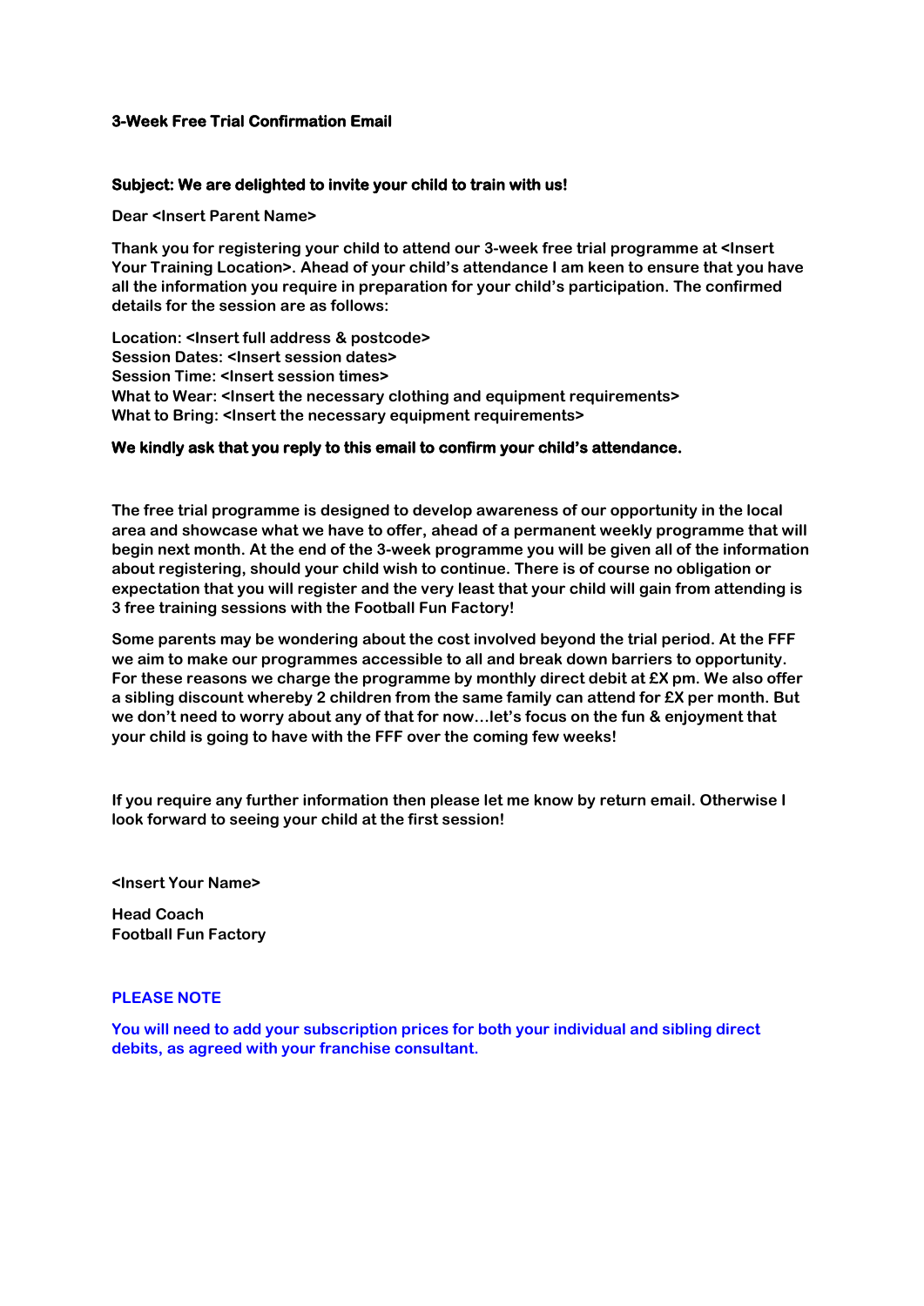## 3-Week Free Trial Confirmation Email

**Subject: We are delighted to invite your child to train with us!**

**Dear <Insert Parent Name>**

**Thank you for registering your child to attend our 3-week free trial programme at <Insert Your Training Location>. Ahead of your child's attendance I am keen to ensure that you have all the information you require in preparation for your child's participation. The confirmed details for the session are as follows:**

**Location: <Insert full address & postcode>**
**Session Dates: <Insert session dates>**
**Session Time: <Insert session times>**
**What to Wear: <Insert the necessary clothing and equipment requirements>**
**What to Bring: <Insert the necessary equipment requirements>**

**We kindly ask that you reply to this email to confirm your child's attendance.**

**The free trial programme is designed to develop awareness of our opportunity in the local area and showcase what we have to offer, ahead of a permanent weekly programme that will begin next month. At the end of the 3-week programme you will be given all of the information about registering, should your child wish to continue. There is of course no obligation or expectation that you will register and the very least that your child will gain from attending is 3 free training sessions with the Football Fun Factory!**

**Some parents may be wondering about the cost involved beyond the trial period. At the FFF we aim to make our programmes accessible to all and break down barriers to opportunity. For these reasons we charge the programme by monthly direct debit at £X pm. We also offer a sibling discount whereby 2 children from the same family can attend for £X per month. But we don't need to worry about any of that for now…let's focus on the fun & enjoyment that your child is going to have with the FFF over the coming few weeks!**

**If you require any further information then please let me know by return email. Otherwise I look forward to seeing your child at the first session!**

**<Insert Your Name>**

**Head Coach**
**Football Fun Factory**

**PLEASE NOTE**

**You will need to add your subscription prices for both your individual and sibling direct debits, as agreed with your franchise consultant.**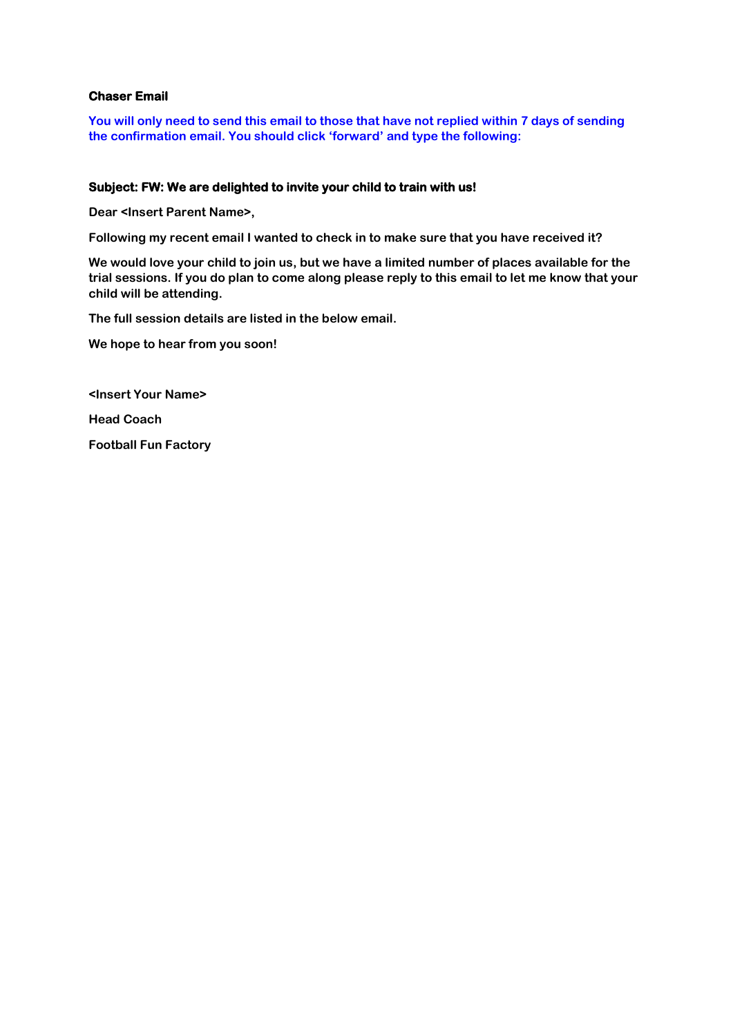**Chaser Email**

**You will only need to send this email to those that have not replied within 7 days of sending the confirmation email. You should click 'forward' and type the following:**

**Subject: FW: We are delighted to invite your child to train with us!**

**Dear <Insert Parent Name>,**

**Following my recent email I wanted to check in to make sure that you have received it?**

**We would love your child to join us, but we have a limited number of places available for the trial sessions. If you do plan to come along please reply to this email to let me know that your child will be attending.**

**The full session details are listed in the below email.**

**We hope to hear from you soon!**

**<Insert Your Name>**

**Head Coach**

**Football Fun Factory**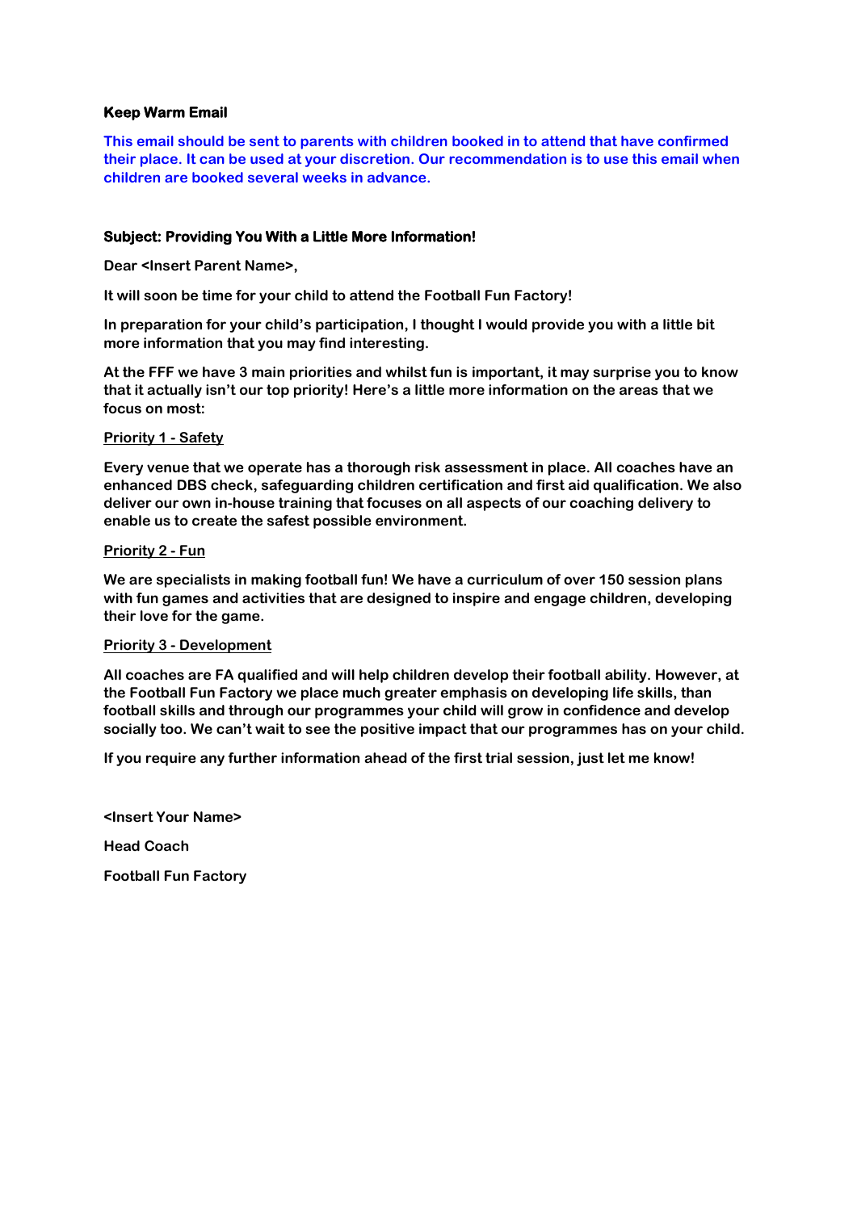**Keep Warm Email**

**This email should be sent to parents with children booked in to attend that have confirmed their place. It can be used at your discretion. Our recommendation is to use this email when children are booked several weeks in advance.**

**Subject: Providing You With a Little More Information!**

**Dear <Insert Parent Name>,**

**It will soon be time for your child to attend the Football Fun Factory!**

**In preparation for your child's participation, I thought I would provide you with a little bit more information that you may find interesting.**

**At the FFF we have 3 main priorities and whilst fun is important, it may surprise you to know that it actually isn't our top priority! Here's a little more information on the areas that we focus on most:**

**Priority 1 - Safety**

**Every venue that we operate has a thorough risk assessment in place. All coaches have an enhanced DBS check, safeguarding children certification and first aid qualification. We also deliver our own in-house training that focuses on all aspects of our coaching delivery to enable us to create the safest possible environment.**

**Priority 2 - Fun**

**We are specialists in making football fun! We have a curriculum of over 150 session plans with fun games and activities that are designed to inspire and engage children, developing their love for the game.**

**Priority 3 - Development**

**All coaches are FA qualified and will help children develop their football ability. However, at the Football Fun Factory we place much greater emphasis on developing life skills, than football skills and through our programmes your child will grow in confidence and develop socially too. We can't wait to see the positive impact that our programmes has on your child.**

**If you require any further information ahead of the first trial session, just let me know!**

**<Insert Your Name>**

**Head Coach**

**Football Fun Factory**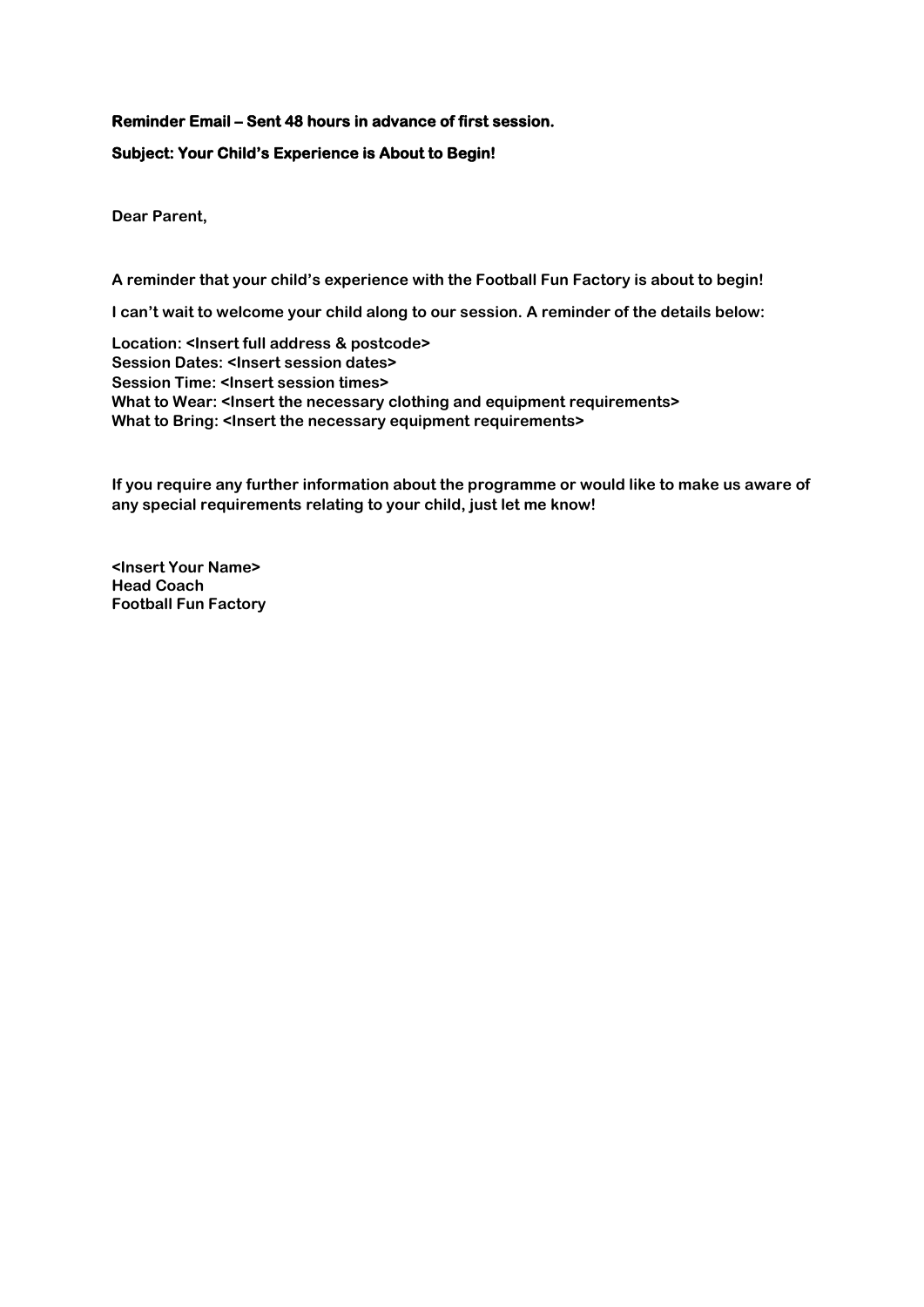**Reminder Email – Sent 48 hours in advance of first session.**

**Subject: Your Child's Experience is About to Begin!**

**Dear Parent,**

**A reminder that your child's experience with the Football Fun Factory is about to begin!**

**I can't wait to welcome your child along to our session. A reminder of the details below:**

**Location: <Insert full address & postcode>**
**Session Dates: <Insert session dates>**
**Session Time: <Insert session times>**
**What to Wear: <Insert the necessary clothing and equipment requirements>**
**What to Bring: <Insert the necessary equipment requirements>**

**If you require any further information about the programme or would like to make us aware of any special requirements relating to your child, just let me know!**

**<Insert Your Name>**
**Head Coach**
**Football Fun Factory**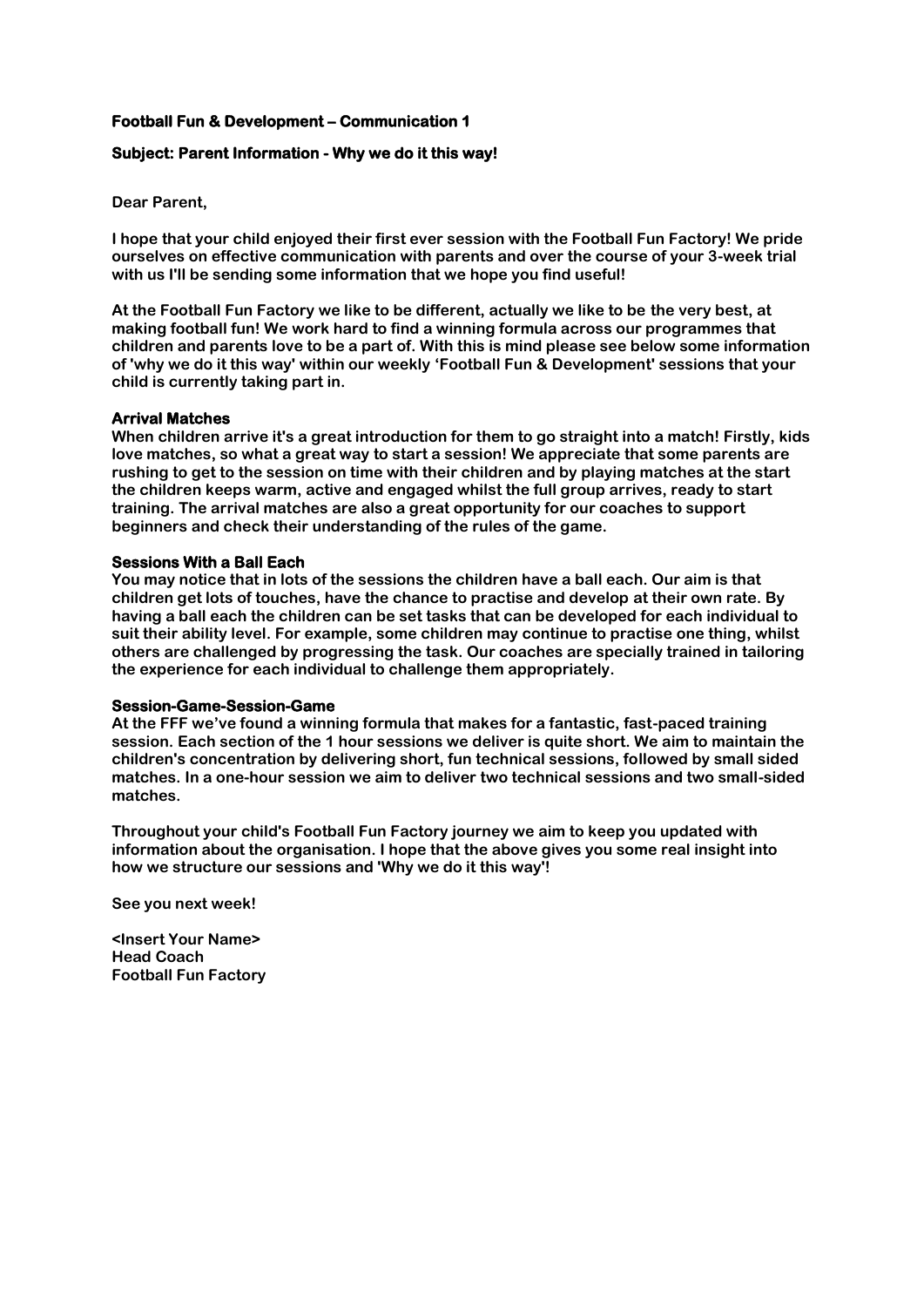**Football Fun & Development – Communication 1**

**Subject: Parent Information - Why we do it this way!**

**Dear Parent,**

**I hope that your child enjoyed their first ever session with the Football Fun Factory! We pride ourselves on effective communication with parents and over the course of your 3-week trial with us I'll be sending some information that we hope you find useful!**

**At the Football Fun Factory we like to be different, actually we like to be the very best, at making football fun! We work hard to find a winning formula across our programmes that children and parents love to be a part of. With this is mind please see below some information of 'why we do it this way' within our weekly 'Football Fun & Development' sessions that your child is currently taking part in.**

**Arrival Matches**

**When children arrive it's a great introduction for them to go straight into a match! Firstly, kids love matches, so what a great way to start a session! We appreciate that some parents are rushing to get to the session on time with their children and by playing matches at the start the children keeps warm, active and engaged whilst the full group arrives, ready to start training. The arrival matches are also a great opportunity for our coaches to support beginners and check their understanding of the rules of the game.**

**Sessions With a Ball Each**

**You may notice that in lots of the sessions the children have a ball each. Our aim is that children get lots of touches, have the chance to practise and develop at their own rate. By having a ball each the children can be set tasks that can be developed for each individual to suit their ability level. For example, some children may continue to practise one thing, whilst others are challenged by progressing the task. Our coaches are specially trained in tailoring the experience for each individual to challenge them appropriately.**

**Session-Game-Session-Game**

**At the FFF we've found a winning formula that makes for a fantastic, fast-paced training session. Each section of the 1 hour sessions we deliver is quite short. We aim to maintain the children's concentration by delivering short, fun technical sessions, followed by small sided matches. In a one-hour session we aim to deliver two technical sessions and two small-sided matches.**

**Throughout your child's Football Fun Factory journey we aim to keep you updated with information about the organisation. I hope that the above gives you some real insight into how we structure our sessions and 'Why we do it this way'!**

**See you next week!**

**<Insert Your Name>**
**Head Coach**
**Football Fun Factory**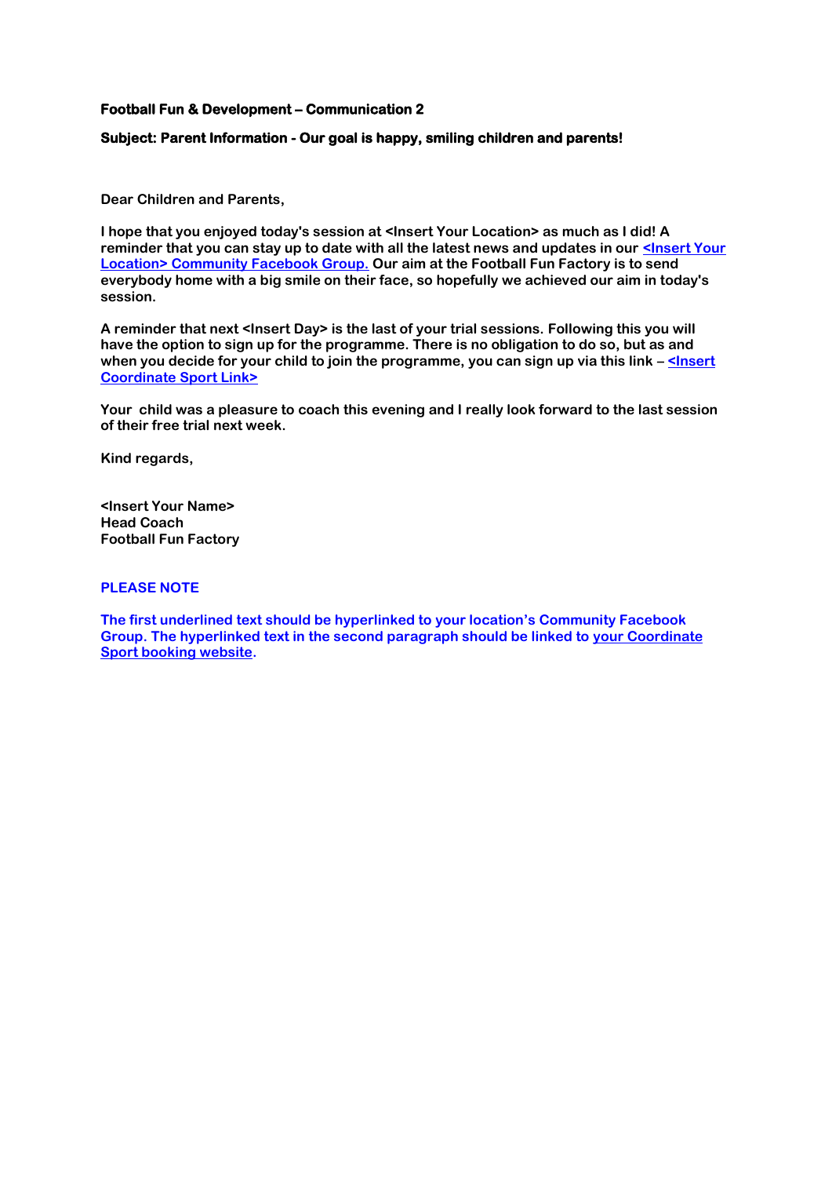**Football Fun & Development – Communication 2**

**Subject: Parent Information - Our goal is happy, smiling children and parents!**

Dear Children and Parents,

I hope that you enjoyed today's session at <Insert Your Location> as much as I did! A reminder that you can stay up to date with all the latest news and updates in our <Insert Your Location> Community Facebook Group. Our aim at the Football Fun Factory is to send everybody home with a big smile on their face, so hopefully we achieved our aim in today's session.

A reminder that next <Insert Day> is the last of your trial sessions. Following this you will have the option to sign up for the programme. There is no obligation to do so, but as and when you decide for your child to join the programme, you can sign up via this link – <Insert Coordinate Sport Link>

Your child was a pleasure to coach this evening and I really look forward to the last session of their free trial next week.

Kind regards,

<Insert Your Name>
Head Coach
Football Fun Factory

**PLEASE NOTE**

The first underlined text should be hyperlinked to your location's Community Facebook Group. The hyperlinked text in the second paragraph should be linked to your Coordinate Sport booking website.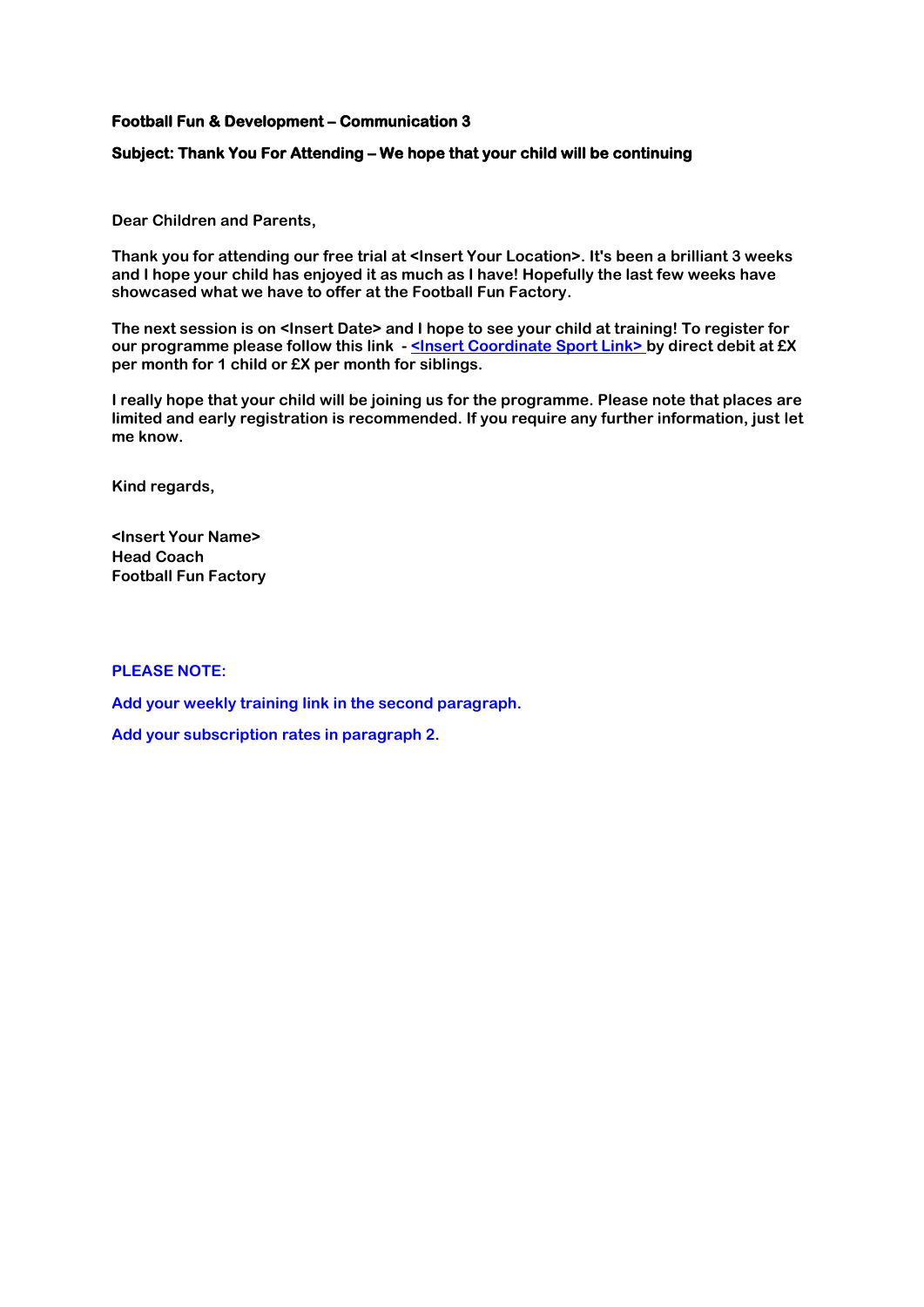**Football Fun & Development – Communication 3**

**Subject: Thank You For Attending – We hope that your child will be continuing**

**Dear Children and Parents,**

**Thank you for attending our free trial at <Insert Your Location>. It's been a brilliant 3 weeks and I hope your child has enjoyed it as much as I have! Hopefully the last few weeks have showcased what we have to offer at the Football Fun Factory.**

**The next session is on <Insert Date> and I hope to see your child at training! To register for our programme please follow this link - <Insert Coordinate Sport Link> by direct debit at £X per month for 1 child or £X per month for siblings.**

**I really hope that your child will be joining us for the programme. Please note that places are limited and early registration is recommended. If you require any further information, just let me know.**

**Kind regards,**

**<Insert Your Name>**
**Head Coach**
**Football Fun Factory**

**PLEASE NOTE:**

**Add your weekly training link in the second paragraph.**

**Add your subscription rates in paragraph 2.**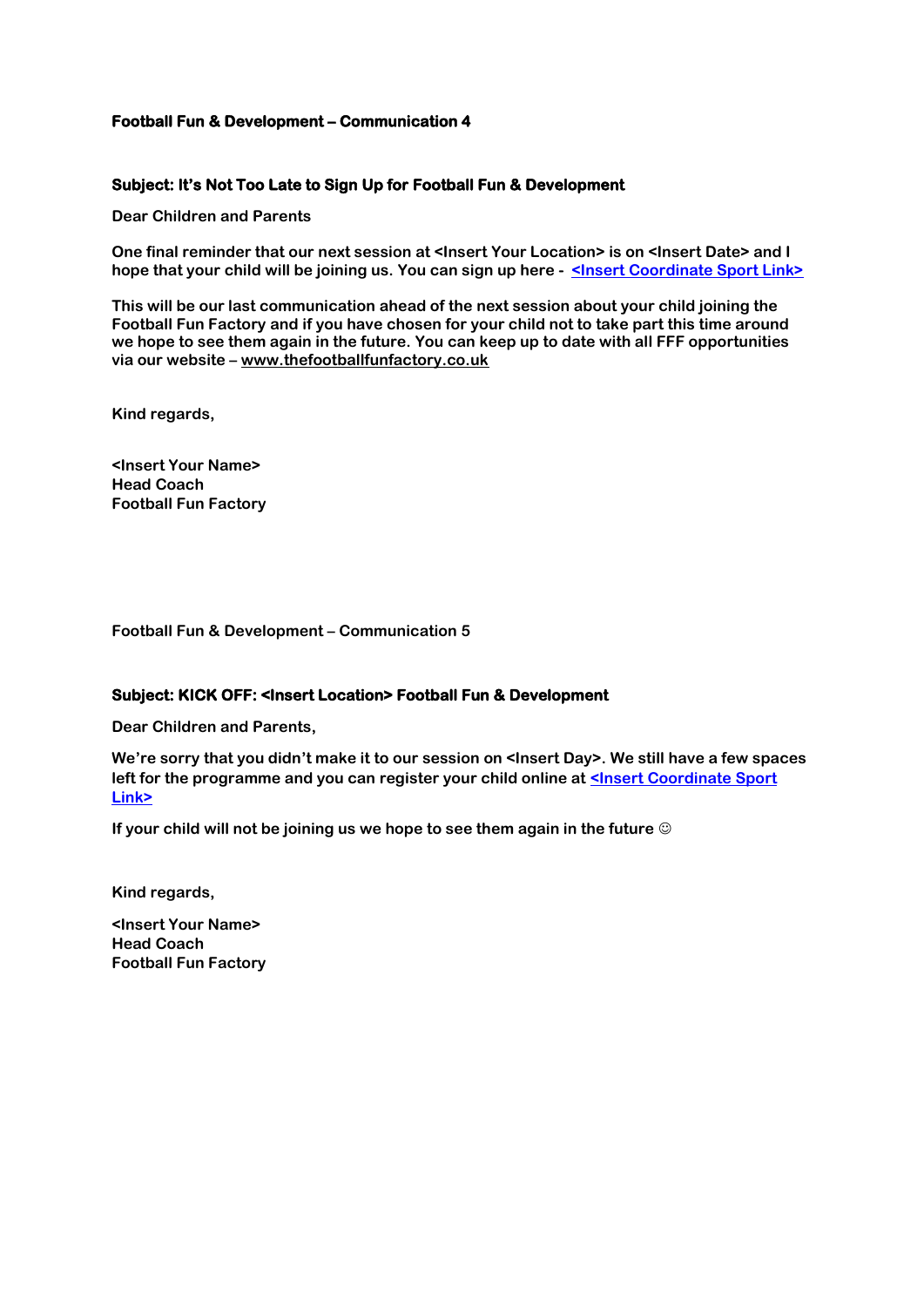**Football Fun & Development – Communication 4**

**Subject: It's Not Too Late to Sign Up for Football Fun & Development**

**Dear Children and Parents**

**One final reminder that our next session at <Insert Your Location> is on <Insert Date> and I hope that your child will be joining us. You can sign up here - <Insert Coordinate Sport Link>**

**This will be our last communication ahead of the next session about your child joining the Football Fun Factory and if you have chosen for your child not to take part this time around we hope to see them again in the future. You can keep up to date with all FFF opportunities via our website – www.thefootballfunfactory.co.uk**

**Kind regards,**

**<Insert Your Name>**
**Head Coach**
**Football Fun Factory**

**Football Fun & Development – Communication 5**

**Subject: KICK OFF: <Insert Location> Football Fun & Development**

**Dear Children and Parents,**

**We're sorry that you didn't make it to our session on <Insert Day>. We still have a few spaces left for the programme and you can register your child online at <Insert Coordinate Sport Link>**

**If your child will not be joining us we hope to see them again in the future ☺**

**Kind regards,**

**<Insert Your Name>**
**Head Coach**
**Football Fun Factory**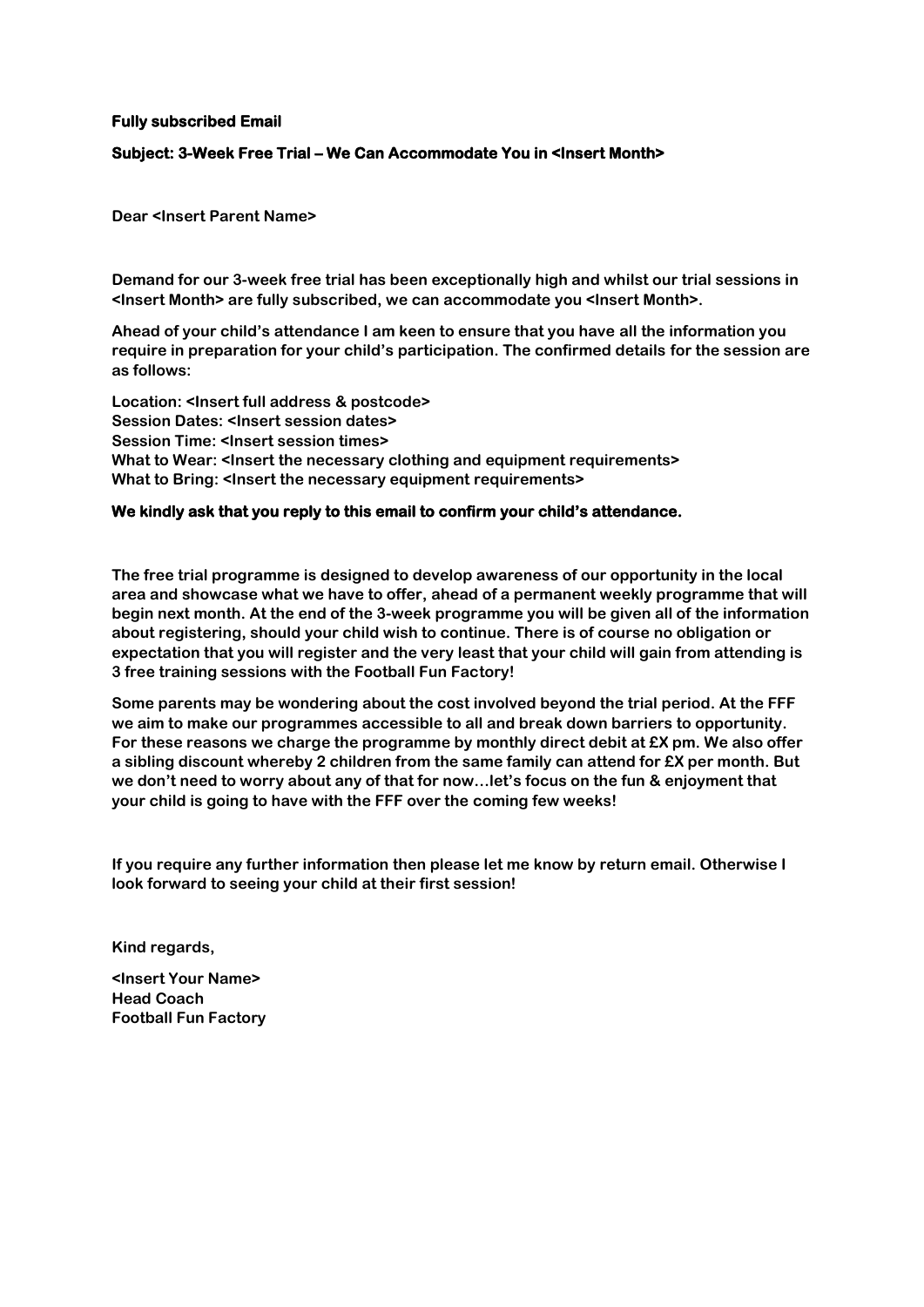**Fully subscribed Email**

**Subject: 3-Week Free Trial – We Can Accommodate You in <Insert Month>**

**Dear <Insert Parent Name>**

**Demand for our 3-week free trial has been exceptionally high and whilst our trial sessions in <Insert Month> are fully subscribed, we can accommodate you <Insert Month>.**

**Ahead of your child's attendance I am keen to ensure that you have all the information you require in preparation for your child's participation. The confirmed details for the session are as follows:**

**Location: <Insert full address & postcode>**
**Session Dates: <Insert session dates>**
**Session Time: <Insert session times>**
**What to Wear: <Insert the necessary clothing and equipment requirements>**
**What to Bring: <Insert the necessary equipment requirements>**

**We kindly ask that you reply to this email to confirm your child's attendance.**

**The free trial programme is designed to develop awareness of our opportunity in the local area and showcase what we have to offer, ahead of a permanent weekly programme that will begin next month. At the end of the 3-week programme you will be given all of the information about registering, should your child wish to continue. There is of course no obligation or expectation that you will register and the very least that your child will gain from attending is 3 free training sessions with the Football Fun Factory!**

**Some parents may be wondering about the cost involved beyond the trial period. At the FFF we aim to make our programmes accessible to all and break down barriers to opportunity. For these reasons we charge the programme by monthly direct debit at £X pm. We also offer a sibling discount whereby 2 children from the same family can attend for £X per month. But we don't need to worry about any of that for now…let's focus on the fun & enjoyment that your child is going to have with the FFF over the coming few weeks!**

**If you require any further information then please let me know by return email. Otherwise I look forward to seeing your child at their first session!**

**Kind regards,**

**<Insert Your Name>**
**Head Coach**
**Football Fun Factory**